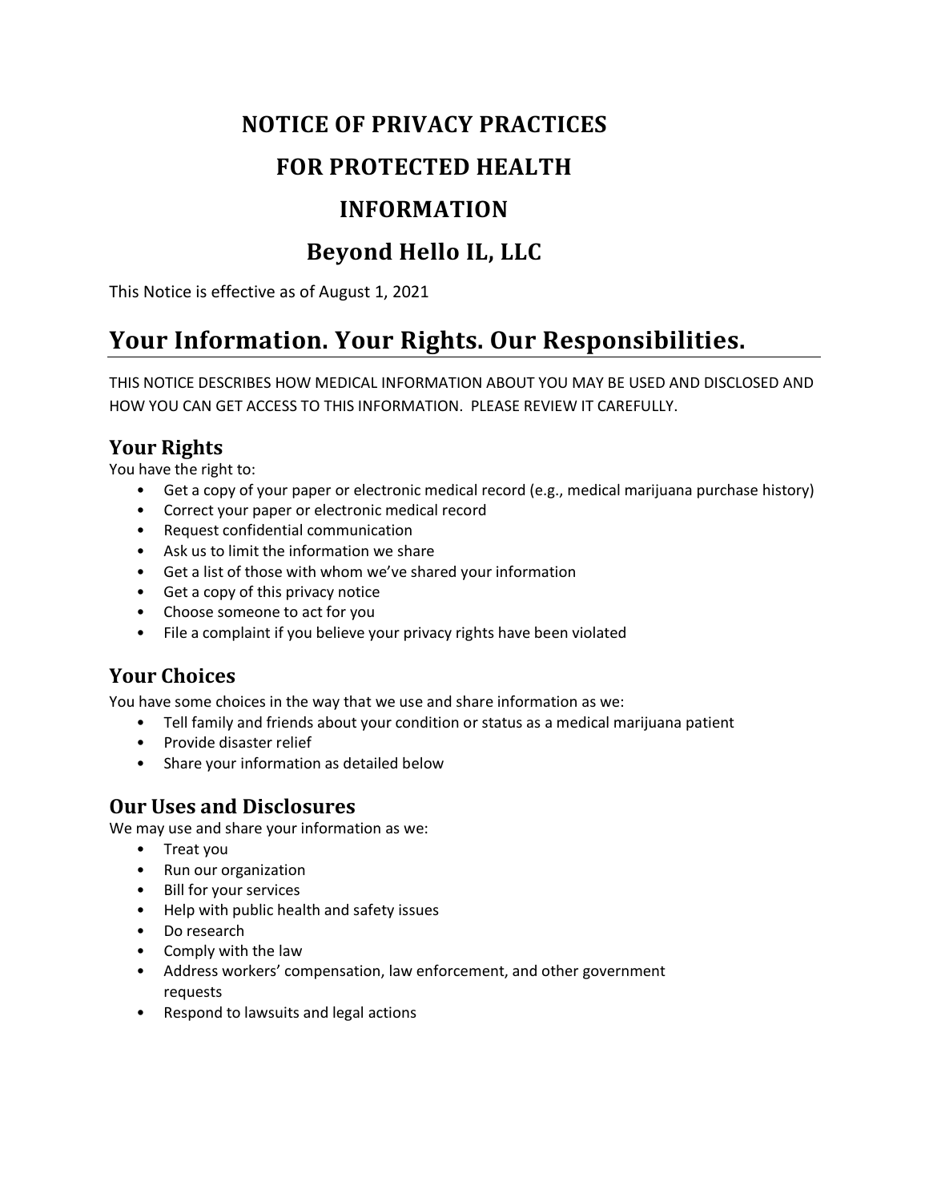# NOTICE OF PRIVACY PRACTICES FOR PROTECTED HEALTH INFORMATION

# Beyond Hello IL, LLC

This Notice is effective as of August 1, 2021

## Your Information. Your Rights. Our Responsibilities.

THIS NOTICE DESCRIBES HOW MEDICAL INFORMATION ABOUT YOU MAY BE USED AND DISCLOSED AND HOW YOU CAN GET ACCESS TO THIS INFORMATION. PLEASE REVIEW IT CAREFULLY.

### Your Rights

You have the right to:

- Get a copy of your paper or electronic medical record (e.g., medical marijuana purchase history)
- Correct your paper or electronic medical record
- Request confidential communication
- Ask us to limit the information we share
- Get a list of those with whom we've shared your information
- Get a copy of this privacy notice
- Choose someone to act for you
- File a complaint if you believe your privacy rights have been violated

### Your Choices

You have some choices in the way that we use and share information as we:

- Tell family and friends about your condition or status as a medical marijuana patient
- Provide disaster relief
- Share your information as detailed below

### Our Uses and Disclosures

We may use and share your information as we:

- Treat you
- Run our organization
- Bill for your services
- Help with public health and safety issues
- Do research
- Comply with the law
- Address workers' compensation, law enforcement, and other government requests
- Respond to lawsuits and legal actions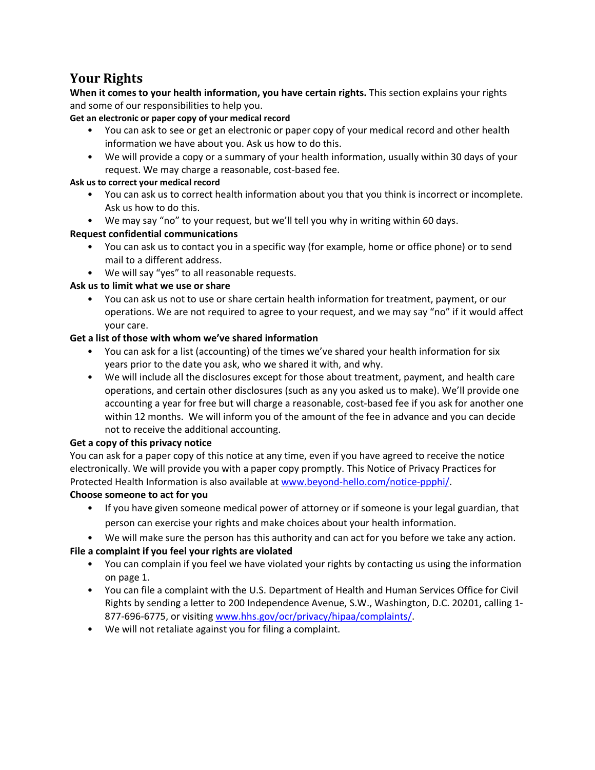# Your Rights

**When it comes to your health information, you have certain rights.** This section explains your rights and some of our responsibilities to help you.

**Get an electronic or paper copy of your medical record**

- You can ask to see or get an electronic or paper copy of your medical record and other health information we have about you. Ask us how to do this.
- We will provide a copy or a summary of your health information, usually within 30 days of your request. We may charge a reasonable, cost-based fee.

**Ask us to correct your medical record**

- You can ask us to correct health information about you that you think is incorrect or incomplete. Ask us how to do this.
- We may say "no" to your request, but we'll tell you why in writing within 60 days.

**Request confidential communications**

- You can ask us to contact you in a specific way (for example, home or office phone) or to send mail to a different address.
- We will say "yes" to all reasonable requests.

**Ask us to limit what we use or share**

- You can ask us not to use or share certain health information for treatment, payment, or our operations. We are not required to agree to your request, and we may say "no" if it would affect your care.

**Get a list of those with whom we've shared information**

- You can ask for a list (accounting) of the times we've shared your health information for six years prior to the date you ask, who we shared it with, and why.
- We will include all the disclosures except for those about treatment, payment, and health care operations, and certain other disclosures (such as any you asked us to make). We'll provide one accounting a year for free but will charge a reasonable, cost-based fee if you ask for another one within 12 months. We will inform you of the amount of the fee in advance and you can decide not to receive the additional accounting.

**Get a copy of this privacy notice**

You can ask for a paper copy of this notice at any time, even if you have agreed to receive the notice electronically. We will provide you with a paper copy promptly. This Notice of Privacy Practices for Protected Health Information is also available at [www.beyond-hello.com/notice-ppphi/](www.beyond-hello.com/notice-ppphi/).

**Choose someone to act for you**

- If you have given someone medical power of attorney or if someone is your legal guardian, that person can exercise your rights and make choices about your health information.
- We will make sure the person has this authority and can act for you before we take any action.

**File a complaint if you feel your rights are violated**

- You can complain if you feel we have violated your rights by contacting us using the information on page 1.
- You can file a complaint with the U.S. Department of Health and Human Services Office for Civil Rights by sending a letter to 200 Independence Avenue, S.W., Washington, D.C. 20201, calling 1-877-696-6775, or visiting [www.hhs.gov/ocr/privacy/hipaa/complaints/](www.hhs.gov/ocr/privacy/hipaa/complaints/).
- We will not retaliate against you for filing a complaint.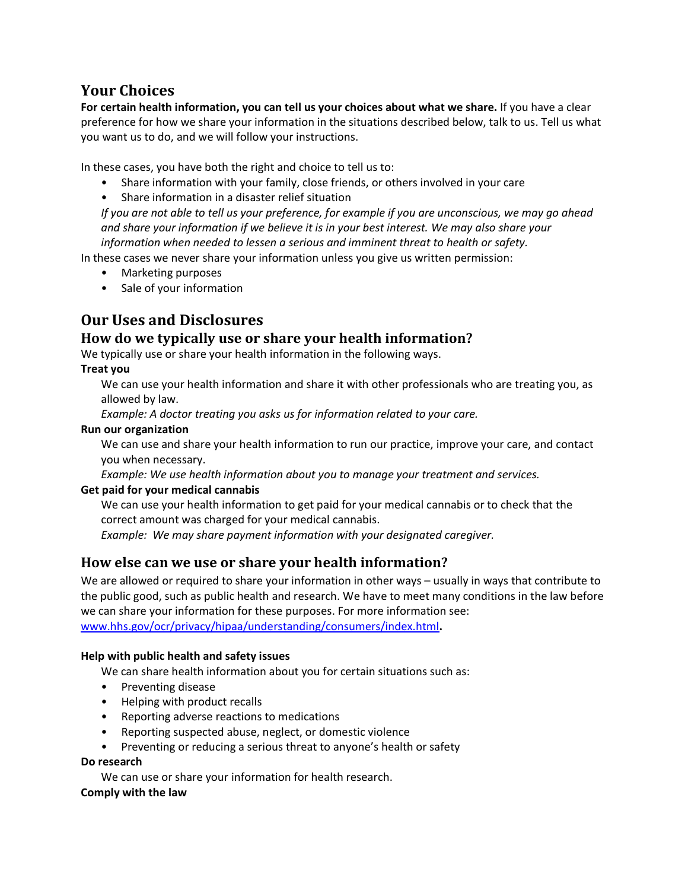## Your Choices

**For certain health information, you can tell us your choices about what we share.** If you have a clear preference for how we share your information in the situations described below, talk to us. Tell us what you want us to do, and we will follow your instructions.

In these cases, you have both the right and choice to tell us to:

- Share information with your family, close friends, or others involved in your care
- Share information in a disaster relief situation

*If you are not able to tell us your preference, for example if you are unconscious, we may go ahead and share your information if we believe it is in your best interest. We may also share your information when needed to lessen a serious and imminent threat to health or safety.*

In these cases we never share your information unless you give us written permission:

- Marketing purposes
- Sale of your information

## Our Uses and Disclosures

### How do we typically use or share your health information?

We typically use or share your health information in the following ways.

**Treat you**

We can use your health information and share it with other professionals who are treating you, as allowed by law.

*Example: A doctor treating you asks us for information related to your care.*

**Run our organization**

We can use and share your health information to run our practice, improve your care, and contact you when necessary.

*Example: We use health information about you to manage your treatment and services.*

**Get paid for your medical cannabis**

We can use your health information to get paid for your medical cannabis or to check that the correct amount was charged for your medical cannabis.

*Example: We may share payment information with your designated caregiver.*

### How else can we use or share your health information?

We are allowed or required to share your information in other ways – usually in ways that contribute to the public good, such as public health and research. We have to meet many conditions in the law before we can share your information for these purposes. For more information see: www.hhs.gov/ocr/privacy/hipaa/understanding/consumers/index.html**.**

**Help with public health and safety issues**

We can share health information about you for certain situations such as:

- Preventing disease
- Helping with product recalls
- Reporting adverse reactions to medications
- Reporting suspected abuse, neglect, or domestic violence
- Preventing or reducing a serious threat to anyone's health or safety

**Do research**

We can use or share your information for health research.

**Comply with the law**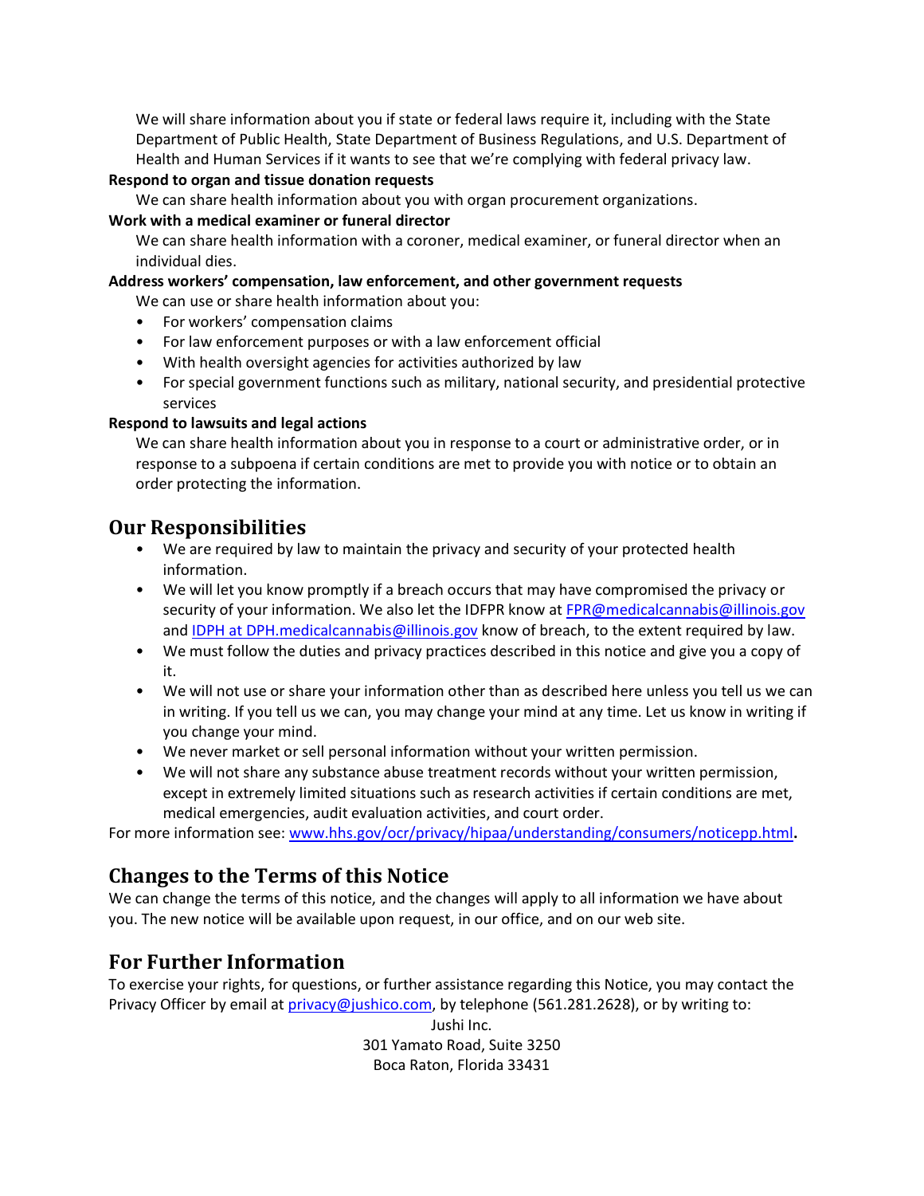We will share information about you if state or federal laws require it, including with the State Department of Public Health, State Department of Business Regulations, and U.S. Department of Health and Human Services if it wants to see that we're complying with federal privacy law.

**Respond to organ and tissue donation requests**

We can share health information about you with organ procurement organizations.

**Work with a medical examiner or funeral director**

We can share health information with a coroner, medical examiner, or funeral director when an individual dies.

**Address workers' compensation, law enforcement, and other government requests**

We can use or share health information about you:

- For workers' compensation claims
- For law enforcement purposes or with a law enforcement official
- With health oversight agencies for activities authorized by law
- For special government functions such as military, national security, and presidential protective services

**Respond to lawsuits and legal actions**

We can share health information about you in response to a court or administrative order, or in response to a subpoena if certain conditions are met to provide you with notice or to obtain an order protecting the information.

## Our Responsibilities

- We are required by law to maintain the privacy and security of your protected health information.
- We will let you know promptly if a breach occurs that may have compromised the privacy or security of your information. We also let the IDFPR know at FPR@medicalcannabis@illinois.gov and IDPH at DPH.medicalcannabis@illinois.gov know of breach, to the extent required by law.
- We must follow the duties and privacy practices described in this notice and give you a copy of it.
- We will not use or share your information other than as described here unless you tell us we can in writing. If you tell us we can, you may change your mind at any time. Let us know in writing if you change your mind.
- We never market or sell personal information without your written permission.
- We will not share any substance abuse treatment records without your written permission, except in extremely limited situations such as research activities if certain conditions are met, medical emergencies, audit evaluation activities, and court order.

For more information see: www.hhs.gov/ocr/privacy/hipaa/understanding/consumers/noticepp.html**.**

## Changes to the Terms of this Notice

We can change the terms of this notice, and the changes will apply to all information we have about you. The new notice will be available upon request, in our office, and on our web site.

## For Further Information

To exercise your rights, for questions, or further assistance regarding this Notice, you may contact the Privacy Officer by email at privacy@jushico.com, by telephone (561.281.2628), or by writing to:

Jushi Inc.
301 Yamato Road, Suite 3250
Boca Raton, Florida 33431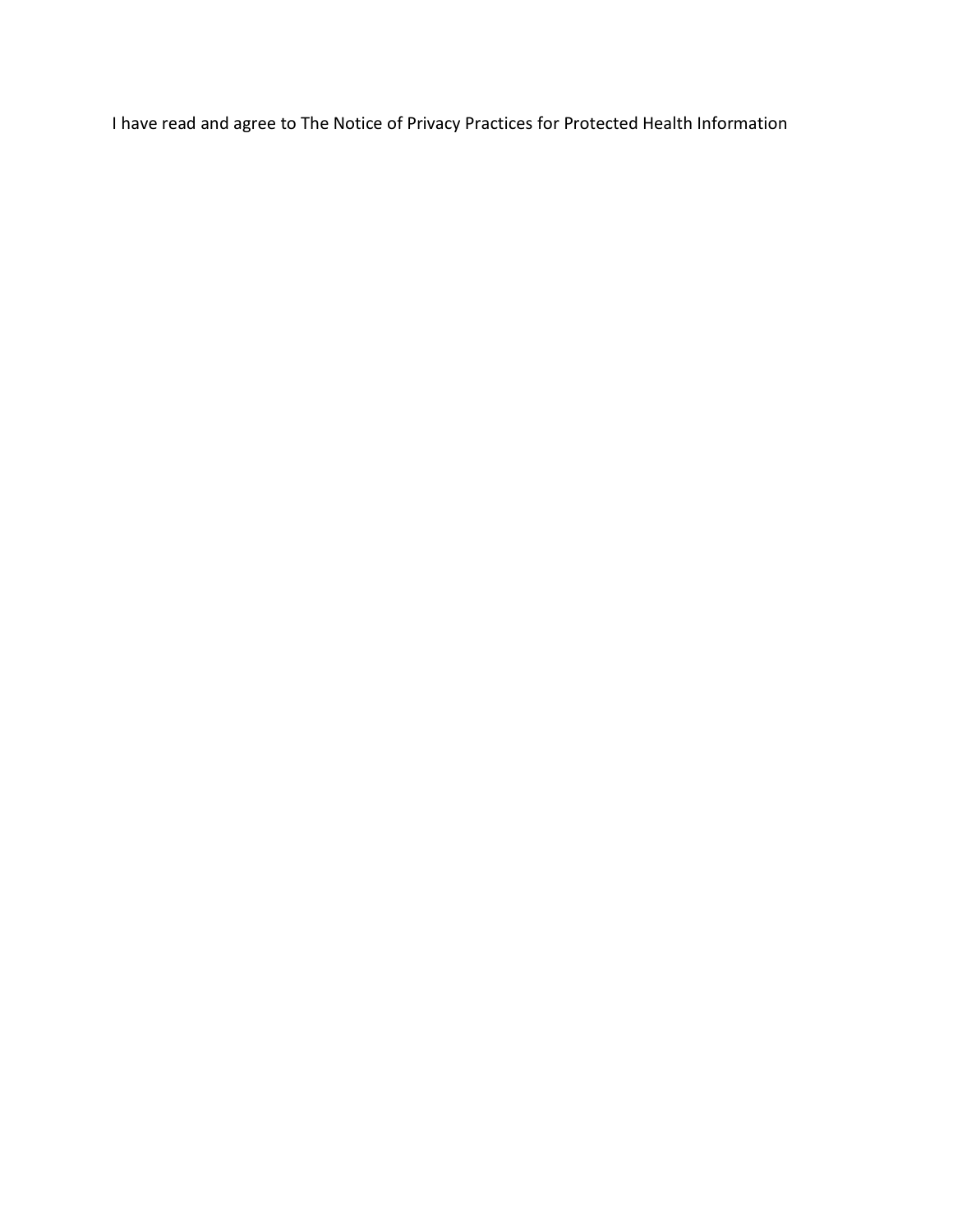I have read and agree to The Notice of Privacy Practices for Protected Health Information